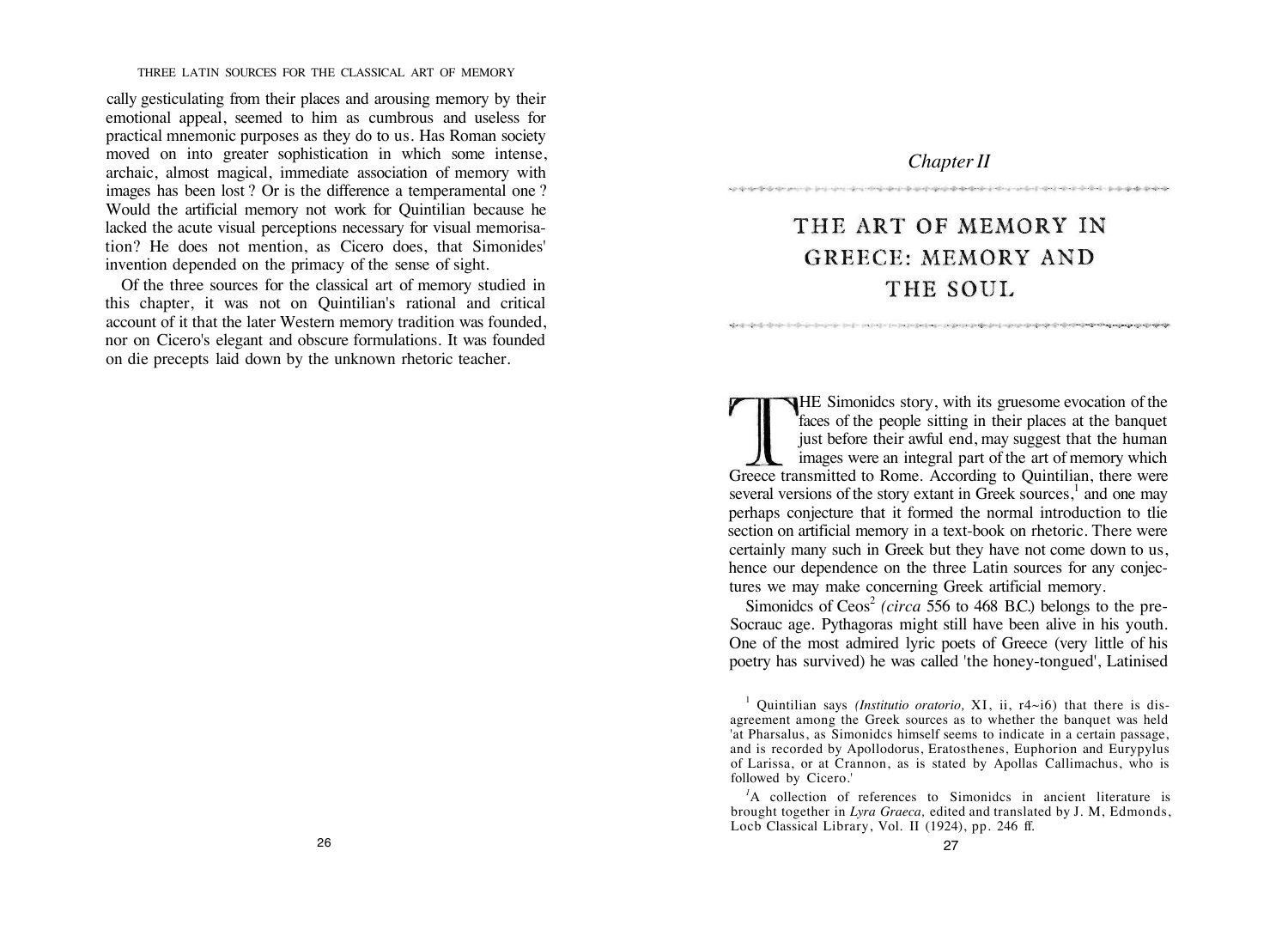cally gesticulating from their places and arousing memory by their emotional appeal, seemed to him as cumbrous and useless for practical mnemonic purposes as they do to us. Has Roman society moved on into greater sophistication in which some intense, archaic, almost magical, immediate association of memory with images has been lost ? Or is the difference a temperamental one ? Would the artificial memory not work for Quintilian because he lacked the acute visual perceptions necessary for visual memorisation? He does not mention, as Cicero does, that Simonides' invention depended on the primacy of the sense of sight.

Of the three sources for the classical art of memory studied in this chapter, it was not on Quintilian's rational and critical account of it that the later Western memory tradition was founded, nor on Cicero's elegant and obscure formulations. It was founded on die precepts laid down by the unknown rhetoric teacher.

*Chapter II*

# THE ART OF MEMORY IN GREECE: MEMORY AND THE SOUL

THE Simonidcs story, with its gruesome evocation of the faces of the people sitting in their places at the banquet just before their awful end, may suggest that the human images were an integral part of the art of memory which Greece transmitted to Rome. According to Quintilian, there were several versions of the story extant in Greek sources,[1] and one may perhaps conjecture that it formed the normal introduction to tlie section on artificial memory in a text-book on rhetoric. There were certainly many such in Greek but they have not come down to us, hence our dependence on the three Latin sources for any conjectures we may make concerning Greek artificial memory.

Simonidcs of Ceos[2] *(circa* 556 to 468 B.C.) belongs to the pre-Socrauc age. Pythagoras might still have been alive in his youth. One of the most admired lyric poets of Greece (very little of his poetry has survived) he was called 'the honey-tongued', Latinised

[1] Quintilian says *(Institutio oratorio,* XI, ii, r4~i6) that there is disagreement among the Greek sources as to whether the banquet was held 'at Pharsalus, as Simonidcs himself seems to indicate in a certain passage, and is recorded by Apollodorus, Eratosthenes, Euphorion and Eurypylus of Larissa, or at Crannon, as is stated by Apollas Callimachus, who is followed by Cicero.'

[2] A collection of references to Simonidcs in ancient literature is brought together in *Lyra Graeca,* edited and translated by J. M, Edmonds, Locb Classical Library, Vol. II (1924), pp. 246 ff.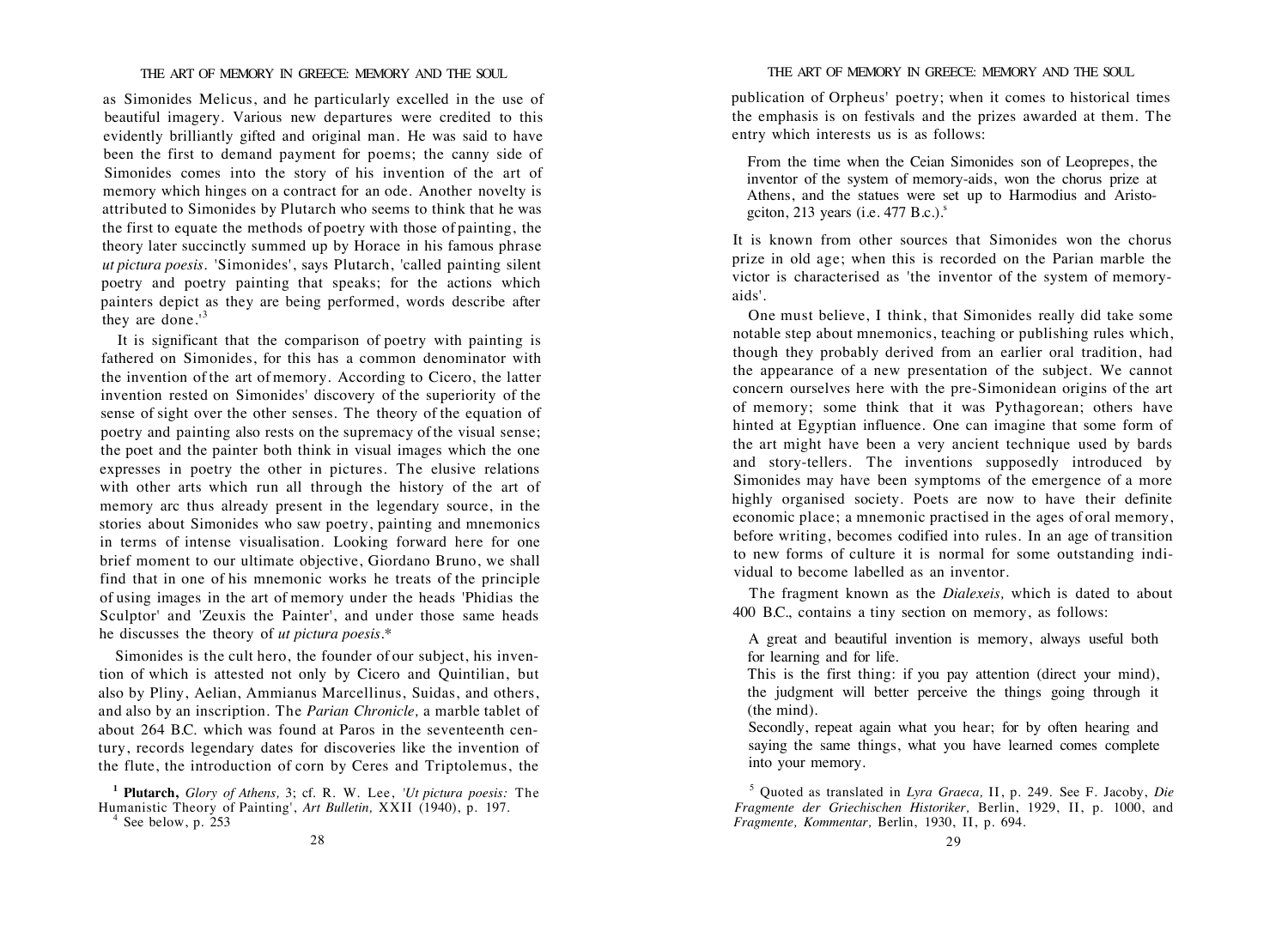as Simonides Melicus, and he particularly excelled in the use of beautiful imagery. Various new departures were credited to this evidently brilliantly gifted and original man. He was said to have been the first to demand payment for poems; the canny side of Simonides comes into the story of his invention of the art of memory which hinges on a contract for an ode. Another novelty is attributed to Simonides by Plutarch who seems to think that he was the first to equate the methods of poetry with those of painting, the theory later succinctly summed up by Horace in his famous phrase *ut pictura poesis.* 'Simonides', says Plutarch, 'called painting silent poetry and poetry painting that speaks; for the actions which painters depict as they are being performed, words describe after they are done.'[3]

It is significant that the comparison of poetry with painting is fathered on Simonides, for this has a common denominator with the invention of the art of memory. According to Cicero, the latter invention rested on Simonides' discovery of the superiority of the sense of sight over the other senses. The theory of the equation of poetry and painting also rests on the supremacy of the visual sense; the poet and the painter both think in visual images which the one expresses in poetry the other in pictures. The elusive relations with other arts which run all through the history of the art of memory arc thus already present in the legendary source, in the stories about Simonides who saw poetry, painting and mnemonics in terms of intense visualisation. Looking forward here for one brief moment to our ultimate objective, Giordano Bruno, we shall find that in one of his mnemonic works he treats of the principle of using images in the art of memory under the heads 'Phidias the Sculptor' and 'Zeuxis the Painter', and under those same heads he discusses the theory of *ut pictura poesis*.*

Simonides is the cult hero, the founder of our subject, his invention of which is attested not only by Cicero and Quintilian, but also by Pliny, Aelian, Ammianus Marcellinus, Suidas, and others, and also by an inscription. The *Parian Chronicle,* a marble tablet of about 264 B.C. which was found at Paros in the seventeenth century, records legendary dates for discoveries like the invention of the flute, the introduction of corn by Ceres and Triptolemus, the publication of Orpheus' poetry; when it comes to historical times the emphasis is on festivals and the prizes awarded at them. The entry which interests us is as follows:

> From the time when the Ceian Simonides son of Leoprepes, the inventor of the system of memory-aids, won the chorus prize at Athens, and the statues were set up to Harmodius and Aristogciton, 213 years (i.e. 477 B.c.).[5]

It is known from other sources that Simonides won the chorus prize in old age; when this is recorded on the Parian marble the victor is characterised as 'the inventor of the system of memory-aids'.

One must believe, I think, that Simonides really did take some notable step about mnemonics, teaching or publishing rules which, though they probably derived from an earlier oral tradition, had the appearance of a new presentation of the subject. We cannot concern ourselves here with the pre-Simonidean origins of the art of memory; some think that it was Pythagorean; others have hinted at Egyptian influence. One can imagine that some form of the art might have been a very ancient technique used by bards and story-tellers. The inventions supposedly introduced by Simonides may have been symptoms of the emergence of a more highly organised society. Poets are now to have their definite economic place; a mnemonic practised in the ages of oral memory, before writing, becomes codified into rules. In an age of transition to new forms of culture it is normal for some outstanding individual to become labelled as an inventor.

The fragment known as the *Dialexeis,* which is dated to about 400 B.C., contains a tiny section on memory, as follows:

> A great and beautiful invention is memory, always useful both for learning and for life.
>
> This is the first thing: if you pay attention (direct your mind), the judgment will better perceive the things going through it (the mind).
>
> Secondly, repeat again what you hear; for by often hearing and saying the same things, what you have learned comes complete into your memory.

---

[1] **Plutarch,** *Glory of Athens,* 3; cf. R. W. Lee, *'Ut pictura poesis:* The Humanistic Theory of Painting', *Art Bulletin,* XXII (1940), p. 197.

[4] See below, p. 253

[5] Quoted as translated in *Lyra Graeca,* II, p. 249. See F. Jacoby, *Die Fragmente der Griechischen Historiker,* Berlin, 1929, II, p. 1000, and *Fragmente, Kommentar,* Berlin, 1930, II, p. 694.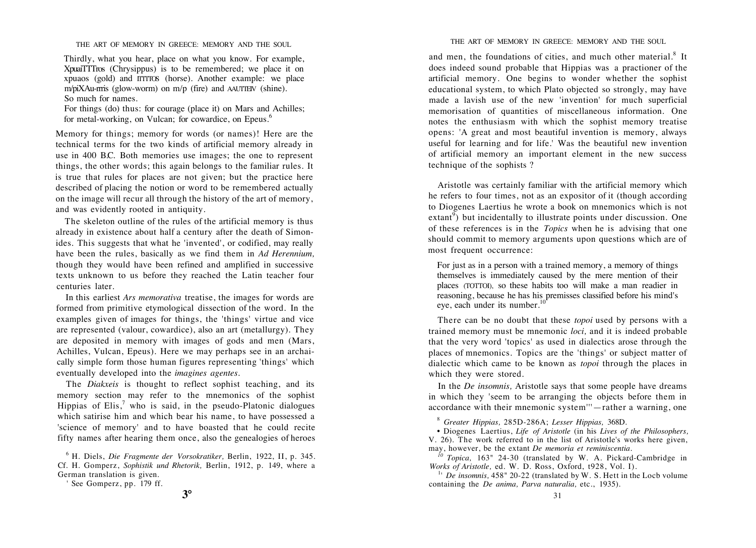Thirdly, what you hear, place on what you know. For example, XpuaiTTTros (Chrysippus) is to be remembered; we place it on xpuaos (gold) and ITTTTOS (horse). Another example: we place m/piXAu-rrris (glow-worm) on m/p (fire) and AAUTTEIV (shine). So much for names.

For things (do) thus: for courage (place it) on Mars and Achilles; for metal-working, on Vulcan; for cowardice, on Epeus.[6]

Memory for things; memory for words (or names)! Here are the technical terms for the two kinds of artificial memory already in use in 400 B.C. Both memories use images; the one to represent things, the other words; this again belongs to the familiar rules. It is true that rules for places are not given; but the practice here described of placing the notion or word to be remembered actually on the image will recur all through the history of the art of memory, and was evidently rooted in antiquity.

The skeleton outline of the rules of the artificial memory is thus already in existence about half a century after the death of Simonides. This suggests that what he 'invented', or codified, may really have been the rules, basically as we find them in *Ad Herennium,* though they would have been refined and amplified in successive texts unknown to us before they reached the Latin teacher four centuries later.

In this earliest *Ars memorativa* treatise, the images for words are formed from primitive etymological dissection of the word. In the examples given of images for things, the 'things' virtue and vice are represented (valour, cowardice), also an art (metallurgy). They are deposited in memory with images of gods and men (Mars, Achilles, Vulcan, Epeus). Here we may perhaps see in an archaically simple form those human figures representing 'things' which eventually developed into the *imagines agentes.*

The *Diakxeis* is thought to reflect sophist teaching, and its memory section may refer to the mnemonics of the sophist Hippias of Elis,[7] who is said, in the pseudo-Platonic dialogues which satirise him and which bear his name, to have possessed a 'science of memory' and to have boasted that he could recite fifty names after hearing them once, also the genealogies of heroes and men, the foundations of cities, and much other material.[8] It does indeed sound probable that Hippias was a practioner of the artificial memory. One begins to wonder whether the sophist educational system, to which Plato objected so strongly, may have made a lavish use of the new 'invention' for much superficial memorisation of quantities of miscellaneous information. One notes the enthusiasm with which the sophist memory treatise opens: 'A great and most beautiful invention is memory, always useful for learning and for life.' Was the beautiful new invention of artificial memory an important element in the new success technique of the sophists ?

Aristotle was certainly familiar with the artificial memory which he refers to four times, not as an expositor of it (though according to Diogenes Laertius he wrote a book on mnemonics which is not extant[9]) but incidentally to illustrate points under discussion. One of these references is in the *Topics* when he is advising that one should commit to memory arguments upon questions which are of most frequent occurrence:

> For just as in a person with a trained memory, a memory of things themselves is immediately caused by the mere mention of their places (TOTTOI), so these habits too will make a man readier in reasoning, because he has his premisses classified before his mind's eye, each under its number.[10]

There can be no doubt that these *topoi* used by persons with a trained memory must be mnemonic *loci,* and it is indeed probable that the very word 'topics' as used in dialectics arose through the places of mnemonics. Topics are the 'things' or subject matter of dialectic which came to be known as *topoi* through the places in which they were stored.

In the *De insomnis,* Aristotle says that some people have dreams in which they 'seem to be arranging the objects before them in accordance with their mnemonic system'[11]—rather a warning, one

---

[6] H. Diels, *Die Fragmente der Vorsokratiker,* Berlin, 1922, II, p. 345. Cf. H. Gomperz, *Sophistik und Rhetorik,* Berlin, 1912, p. 149, where a German translation is given.

[7] See Gomperz, pp. 179 ff.

[8] *Greater Hippias,* 285D-286A; *Lesser Hippias,* 368D.

[9] Diogenes Laertius, *Life of Aristotle* (in his *Lives of the Philosophers,* V. 26). The work referred to in the list of Aristotle's works here given, may, however, be the extant *De memoria et reminiscentia.*

[10] *Topica,* 163" 24-30 (translated by W. A. Pickard-Cambridge in *Works of Aristotle,* ed. W. D. Ross, Oxford, 1928, Vol. I).

[11] *De insomnis,* 458" 20-22 (translated by W. S. Hett in the Locb volume containing the *De anima, Parva naturalia,* etc., 1935).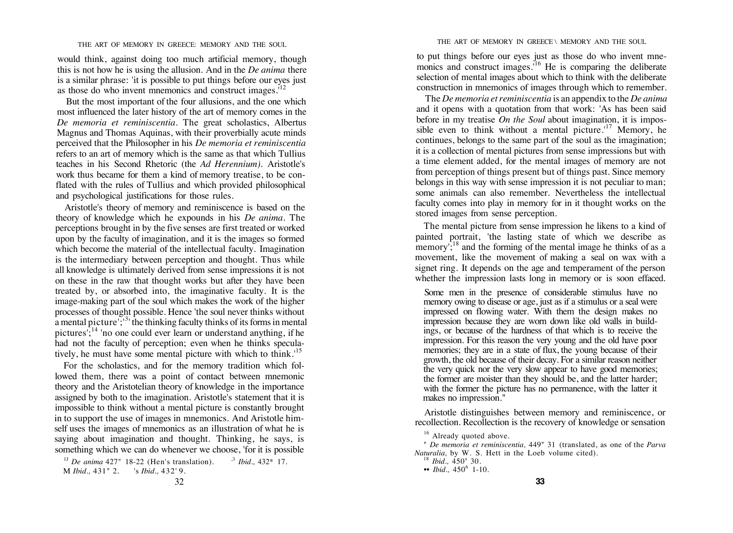would think, against doing too much artificial memory, though this is not how he is using the allusion. And in the *De anima* there is a similar phrase: 'it is possible to put things before our eyes just as those do who invent mnemonics and construct images.'[12]

But the most important of the four allusions, and the one which most influenced the later history of the art of memory comes in the *De memoria et reminiscentia*. The great scholastics, Albertus Magnus and Thomas Aquinas, with their proverbially acute minds perceived that the Philosopher in his *De memoria et reminiscentia* refers to an art of memory which is the same as that which Tullius teaches in his Second Rhetoric (the *Ad Herennium*). Aristotle's work thus became for them a kind of memory treatise, to be conflated with the rules of Tullius and which provided philosophical and psychological justifications for those rules.

Aristotle's theory of memory and reminiscence is based on the theory of knowledge which he expounds in his *De anima*. The perceptions brought in by the five senses are first treated or worked upon by the faculty of imagination, and it is the images so formed which become the material of the intellectual faculty. Imagination is the intermediary between perception and thought. Thus while all knowledge is ultimately derived from sense impressions it is not on these in the raw that thought works but after they have been treated by, or absorbed into, the imaginative faculty. It is the image-making part of the soul which makes the work of the higher processes of thought possible. Hence 'the soul never thinks without a mental picture';[13] the thinking faculty thinks of its forms in mental pictures';[14] 'no one could ever learn or understand anything, if he had not the faculty of perception; even when he thinks speculatively, he must have some mental picture with which to think.'[15]

For the scholastics, and for the memory tradition which followed them, there was a point of contact between mnemonic theory and the Aristotelian theory of knowledge in the importance assigned by both to the imagination. Aristotle's statement that it is impossible to think without a mental picture is constantly brought in to support the use of images in mnemonics. And Aristotle himself uses the images of mnemonics as an illustration of what he is saying about imagination and thought. Thinking, he says, is something which we can do whenever we choose, 'for it is possible to put things before our eyes just as those do who invent mnemonics and construct images.'[16] He is comparing the deliberate selection of mental images about which to think with the deliberate construction in mnemonics of images through which to remember.

The *De memoria et reminiscentia* is an appendix to the *De anima* and it opens with a quotation from that work: 'As has been said before in my treatise *On the Soul* about imagination, it is impossible even to think without a mental picture.'[17] Memory, he continues, belongs to the same part of the soul as the imagination; it is a collection of mental pictures from sense impressions but with a time element added, for the mental images of memory are not from perception of things present but of things past. Since memory belongs in this way with sense impression it is not peculiar to man; some animals can also remember. Nevertheless the intellectual faculty comes into play in memory for in it thought works on the stored images from sense perception.

The mental picture from sense impression he likens to a kind of painted portrait, 'the lasting state of which we describe as memory';[18] and the forming of the mental image he thinks of as a movement, like the movement of making a seal on wax with a signet ring. It depends on the age and temperament of the person whether the impression lasts long in memory or is soon effaced.

> Some men in the presence of considerable stimulus have no memory owing to disease or age, just as if a stimulus or a seal were impressed on flowing water. With them the design makes no impression because they are worn down like old walls in buildings, or because of the hardness of that which is to receive the impression. For this reason the very young and the old have poor memories; they are in a state of flux, the young because of their growth, the old because of their decay. For a similar reason neither the very quick nor the very slow appear to have good memories; the former are moister than they should be, and the latter harder; with the former the picture has no permanence, with the latter it makes no impression.[19]

Aristotle distinguishes between memory and reminiscence, or recollection. Recollection is the recovery of knowledge or sensation

---

[12] *De anima* 427" 18-22 (Hett's translation).
[13] *Ibid.*, 432* 17.
[14] *Ibid.*, 431" 2.
[15] *Ibid.*, 432' 9.
[16] Already quoted above.
[17] *De memoria et reminiscentia*, 449" 31 (translated, as one of the *Parva Naturalia*, by W. S. Hett in the Loeb volume cited).
[18] *Ibid.*, 450ª 30.
[19] *Ibid.*, 450ᵇ 1-10.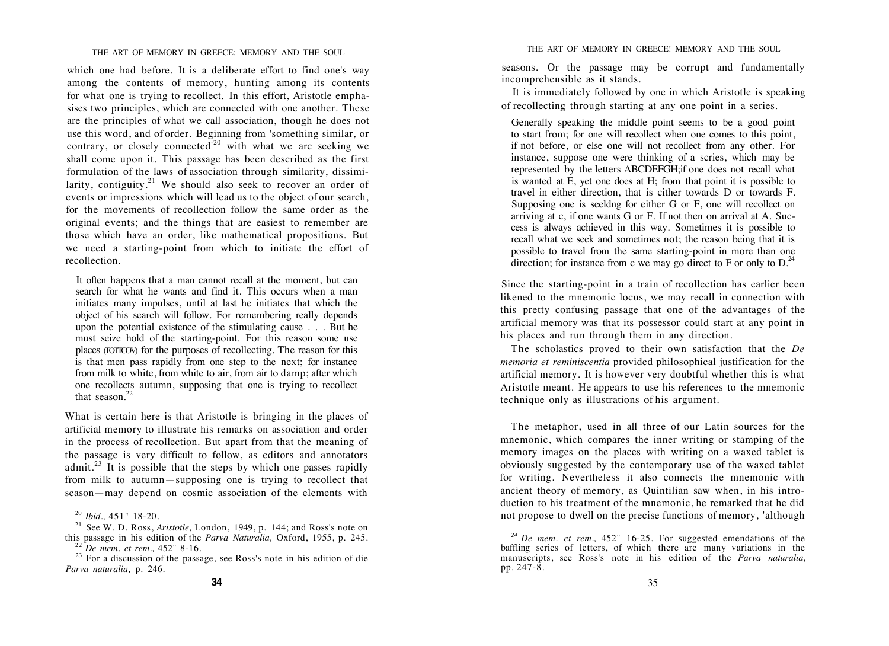which one had before. It is a deliberate effort to find one's way among the contents of memory, hunting among its contents for what one is trying to recollect. In this effort, Aristotle emphasises two principles, which are connected with one another. These are the principles of what we call association, though he does not use this word, and of order. Beginning from 'something similar, or contrary, or closely connected'[20] with what we arc seeking we shall come upon it. This passage has been described as the first formulation of the laws of association through similarity, dissimilarity, contiguity.[21] We should also seek to recover an order of events or impressions which will lead us to the object of our search, for the movements of recollection follow the same order as the original events; and the things that are easiest to remember are those which have an order, like mathematical propositions. But we need a starting-point from which to initiate the effort of recollection.

> It often happens that a man cannot recall at the moment, but can search for what he wants and find it. This occurs when a man initiates many impulses, until at last he initiates that which the object of his search will follow. For remembering really depends upon the potential existence of the stimulating cause . . . But he must seize hold of the starting-point. For this reason some use places (τόπων) for the purposes of recollecting. The reason for this is that men pass rapidly from one step to the next; for instance from milk to white, from white to air, from air to damp; after which one recollects autumn, supposing that one is trying to recollect that season.[22]

What is certain here is that Aristotle is bringing in the places of artificial memory to illustrate his remarks on association and order in the process of recollection. But apart from that the meaning of the passage is very difficult to follow, as editors and annotators admit.[23] It is possible that the steps by which one passes rapidly from milk to autumn—supposing one is trying to recollect that season—may depend on cosmic association of the elements with seasons. Or the passage may be corrupt and fundamentally incomprehensible as it stands.

It is immediately followed by one in which Aristotle is speaking of recollecting through starting at any one point in a series.

> Generally speaking the middle point seems to be a good point to start from; for one will recollect when one comes to this point, if not before, or else one will not recollect from any other. For instance, suppose one were thinking of a scries, which may be represented by the letters ABCDEFGH;if one does not recall what is wanted at E, yet one does at H; from that point it is possible to travel in either direction, that is cither towards D or towards F. Supposing one is seeldng for either G or F, one will recollect on arriving at c, if one wants G or F. If not then on arrival at A. Success is always achieved in this way. Sometimes it is possible to recall what we seek and sometimes not; the reason being that it is possible to travel from the same starting-point in more than one direction; for instance from c we may go direct to F or only to D.[24]

Since the starting-point in a train of recollection has earlier been likened to the mnemonic locus, we may recall in connection with this pretty confusing passage that one of the advantages of the artificial memory was that its possessor could start at any point in his places and run through them in any direction.

The scholastics proved to their own satisfaction that the *De memoria et reminiscentia* provided philosophical justification for the artificial memory. It is however very doubtful whether this is what Aristotle meant. He appears to use his references to the mnemonic technique only as illustrations of his argument.

The metaphor, used in all three of our Latin sources for the mnemonic, which compares the inner writing or stamping of the memory images on the places with writing on a waxed tablet is obviously suggested by the contemporary use of the waxed tablet for writing. Nevertheless it also connects the mnemonic with ancient theory of memory, as Quintilian saw when, in his introduction to his treatment of the mnemonic, he remarked that he did not propose to dwell on the precise functions of memory, 'although

---

[20] *Ibid.,* 451" 18-20.

[21] See W. D. Ross, *Aristotle,* London, 1949, p. 144; and Ross's note on this passage in his edition of the *Parva Naturalia,* Oxford, 1955, p. 245.

[22] *De mem. et rem.,* 452" 8-16.

[23] For a discussion of the passage, see Ross's note in his edition of die *Parva naturalia,* p. 246.

[24] *De mem. et rem.,* 452" 16-25. For suggested emendations of the baffling series of letters, of which there are many variations in the manuscripts, see Ross's note in his edition of the *Parva naturalia,* pp. 247-8.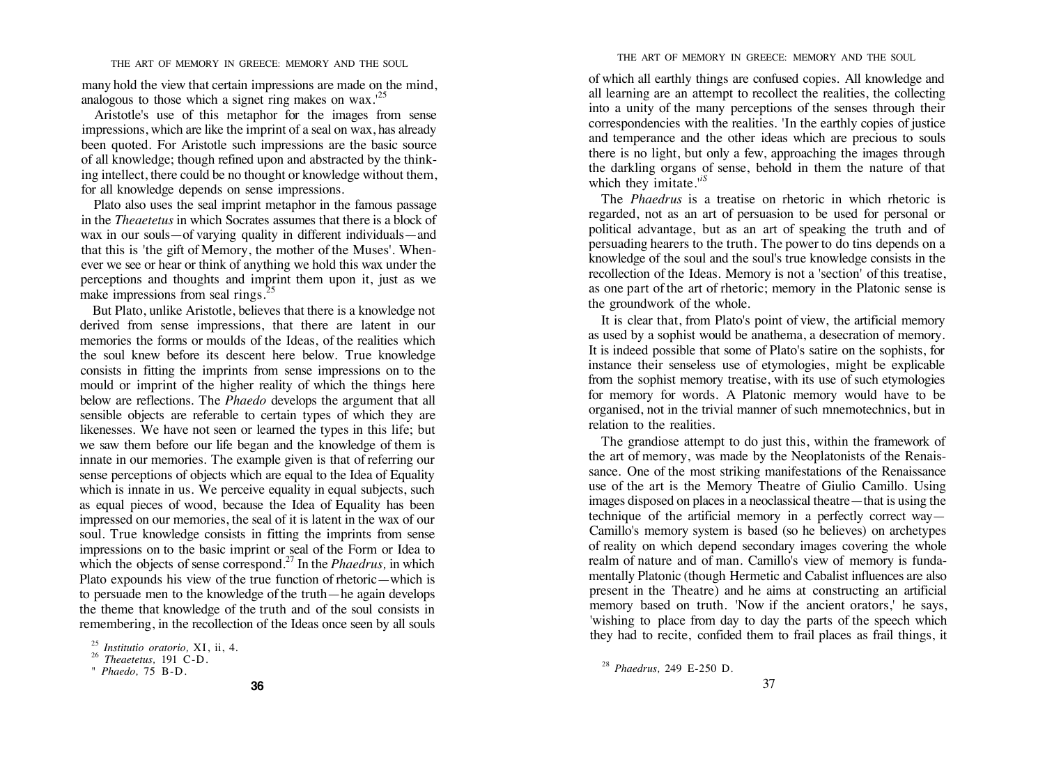many hold the view that certain impressions are made on the mind, analogous to those which a signet ring makes on wax.'[25]

Aristotle's use of this metaphor for the images from sense impressions, which are like the imprint of a seal on wax, has already been quoted. For Aristotle such impressions are the basic source of all knowledge; though refined upon and abstracted by the thinking intellect, there could be no thought or knowledge without them, for all knowledge depends on sense impressions.

Plato also uses the seal imprint metaphor in the famous passage in the *Theaetetus* in which Socrates assumes that there is a block of wax in our souls—of varying quality in different individuals—and that this is 'the gift of Memory, the mother of the Muses'. Whenever we see or hear or think of anything we hold this wax under the perceptions and thoughts and imprint them upon it, just as we make impressions from seal rings.[25]

But Plato, unlike Aristotle, believes that there is a knowledge not derived from sense impressions, that there are latent in our memories the forms or moulds of the Ideas, of the realities which the soul knew before its descent here below. True knowledge consists in fitting the imprints from sense impressions on to the mould or imprint of the higher reality of which the things here below are reflections. The *Phaedo* develops the argument that all sensible objects are referable to certain types of which they are likenesses. We have not seen or learned the types in this life; but we saw them before our life began and the knowledge of them is innate in our memories. The example given is that of referring our sense perceptions of objects which are equal to the Idea of Equality which is innate in us. We perceive equality in equal subjects, such as equal pieces of wood, because the Idea of Equality has been impressed on our memories, the seal of it is latent in the wax of our soul. True knowledge consists in fitting the imprints from sense impressions on to the basic imprint or seal of the Form or Idea to which the objects of sense correspond.[27] In the *Phaedrus,* in which Plato expounds his view of the true function of rhetoric—which is to persuade men to the knowledge of the truth—he again develops the theme that knowledge of the truth and of the soul consists in remembering, in the recollection of the Ideas once seen by all souls of which all earthly things are confused copies. All knowledge and all learning are an attempt to recollect the realities, the collecting into a unity of the many perceptions of the senses through their correspondencies with the realities. 'In the earthly copies of justice and temperance and the other ideas which are precious to souls there is no light, but only a few, approaching the images through the darkling organs of sense, behold in them the nature of that which they imitate.'[28]

The *Phaedrus* is a treatise on rhetoric in which rhetoric is regarded, not as an art of persuasion to be used for personal or political advantage, but as an art of speaking the truth and of persuading hearers to the truth. The power to do tins depends on a knowledge of the soul and the soul's true knowledge consists in the recollection of the Ideas. Memory is not a 'section' of this treatise, as one part of the art of rhetoric; memory in the Platonic sense is the groundwork of the whole.

It is clear that, from Plato's point of view, the artificial memory as used by a sophist would be anathema, a desecration of memory. It is indeed possible that some of Plato's satire on the sophists, for instance their senseless use of etymologies, might be explicable from the sophist memory treatise, with its use of such etymologies for memory for words. A Platonic memory would have to be organised, not in the trivial manner of such mnemotechnics, but in relation to the realities.

The grandiose attempt to do just this, within the framework of the art of memory, was made by the Neoplatonists of the Renaissance. One of the most striking manifestations of the Renaissance use of the art is the Memory Theatre of Giulio Camillo. Using images disposed on places in a neoclassical theatre—that is using the technique of the artificial memory in a perfectly correct way—Camillo's memory system is based (so he believes) on archetypes of reality on which depend secondary images covering the whole realm of nature and of man. Camillo's view of memory is fundamentally Platonic (though Hermetic and Cabalist influences are also present in the Theatre) and he aims at constructing an artificial memory based on truth. 'Now if the ancient orators,' he says, 'wishing to place from day to day the parts of the speech which they had to recite, confided them to frail places as frail things, it

[25] *Institutio oratorio,* XI, ii, 4.
[26] *Theaetetus,* 191 C-D.
[27] *Phaedo,* 75 B-D.
[28] *Phaedrus,* 249 E-250 D.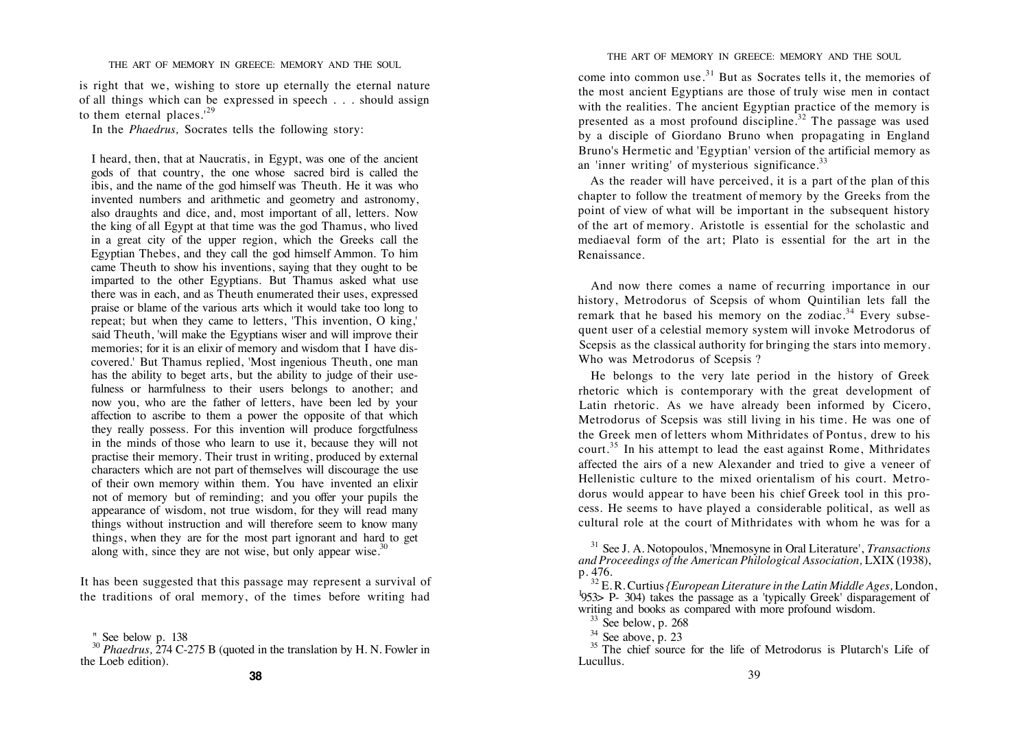is right that we, wishing to store up eternally the eternal nature of all things which can be expressed in speech . . . should assign to them eternal places.'[29]

In the *Phaedrus,* Socrates tells the following story:

> I heard, then, that at Naucratis, in Egypt, was one of the ancient gods of that country, the one whose sacred bird is called the ibis, and the name of the god himself was Theuth. He it was who invented numbers and arithmetic and geometry and astronomy, also draughts and dice, and, most important of all, letters. Now the king of all Egypt at that time was the god Thamus, who lived in a great city of the upper region, which the Greeks call the Egyptian Thebes, and they call the god himself Ammon. To him came Theuth to show his inventions, saying that they ought to be imparted to the other Egyptians. But Thamus asked what use there was in each, and as Theuth enumerated their uses, expressed praise or blame of the various arts which it would take too long to repeat; but when they came to letters, 'This invention, O king,' said Theuth, 'will make the Egyptians wiser and will improve their memories; for it is an elixir of memory and wisdom that I have discovered.' But Thamus replied, 'Most ingenious Theuth, one man has the ability to beget arts, but the ability to judge of their usefulness or harmfulness to their users belongs to another; and now you, who are the father of letters, have been led by your affection to ascribe to them a power the opposite of that which they really possess. For this invention will produce forgctfulness in the minds of those who learn to use it, because they will not practise their memory. Their trust in writing, produced by external characters which are not part of themselves will discourage the use of their own memory within them. You have invented an elixir not of memory but of reminding; and you offer your pupils the appearance of wisdom, not true wisdom, for they will read many things without instruction and will therefore seem to know many things, when they are for the most part ignorant and hard to get along with, since they are not wise, but only appear wise.[30]

It has been suggested that this passage may represent a survival of the traditions of oral memory, of the times before writing had come into common use.[31] But as Socrates tells it, the memories of the most ancient Egyptians are those of truly wise men in contact with the realities. The ancient Egyptian practice of the memory is presented as a most profound discipline.[32] The passage was used by a disciple of Giordano Bruno when propagating in England Bruno's Hermetic and 'Egyptian' version of the artificial memory as an 'inner writing' of mysterious significance.[33]

As the reader will have perceived, it is a part of the plan of this chapter to follow the treatment of memory by the Greeks from the point of view of what will be important in the subsequent history of the art of memory. Aristotle is essential for the scholastic and mediaeval form of the art; Plato is essential for the art in the Renaissance.

And now there comes a name of recurring importance in our history, Metrodorus of Scepsis of whom Quintilian lets fall the remark that he based his memory on the zodiac.[34] Every subsequent user of a celestial memory system will invoke Metrodorus of Scepsis as the classical authority for bringing the stars into memory. Who was Metrodorus of Scepsis ?

He belongs to the very late period in the history of Greek rhetoric which is contemporary with the great development of Latin rhetoric. As we have already been informed by Cicero, Metrodorus of Scepsis was still living in his time. He was one of the Greek men of letters whom Mithridates of Pontus, drew to his court.[35] In his attempt to lead the east against Rome, Mithridates affected the airs of a new Alexander and tried to give a veneer of Hellenistic culture to the mixed orientalism of his court. Metrodorus would appear to have been his chief Greek tool in this process. He seems to have played a considerable political, as well as cultural role at the court of Mithridates with whom he was for a

---

[29] See below p. 138

[30] *Phaedrus,* 274 C-275 B (quoted in the translation by H. N. Fowler in the Loeb edition).

[31] See J. A. Notopoulos, 'Mnemosyne in Oral Literature', *Transactions and Proceedings of the American Philological Association,* LXIX (1938), p. 476.

[32] E. R. Curtius *{European Literature in the Latin Middle Ages,* London, 1953> P- 304) takes the passage as a 'typically Greek' disparagement of writing and books as compared with more profound wisdom.

[33] See below, p. 268

[34] See above, p. 23

[35] The chief source for the life of Metrodorus is Plutarch's Life of Lucullus.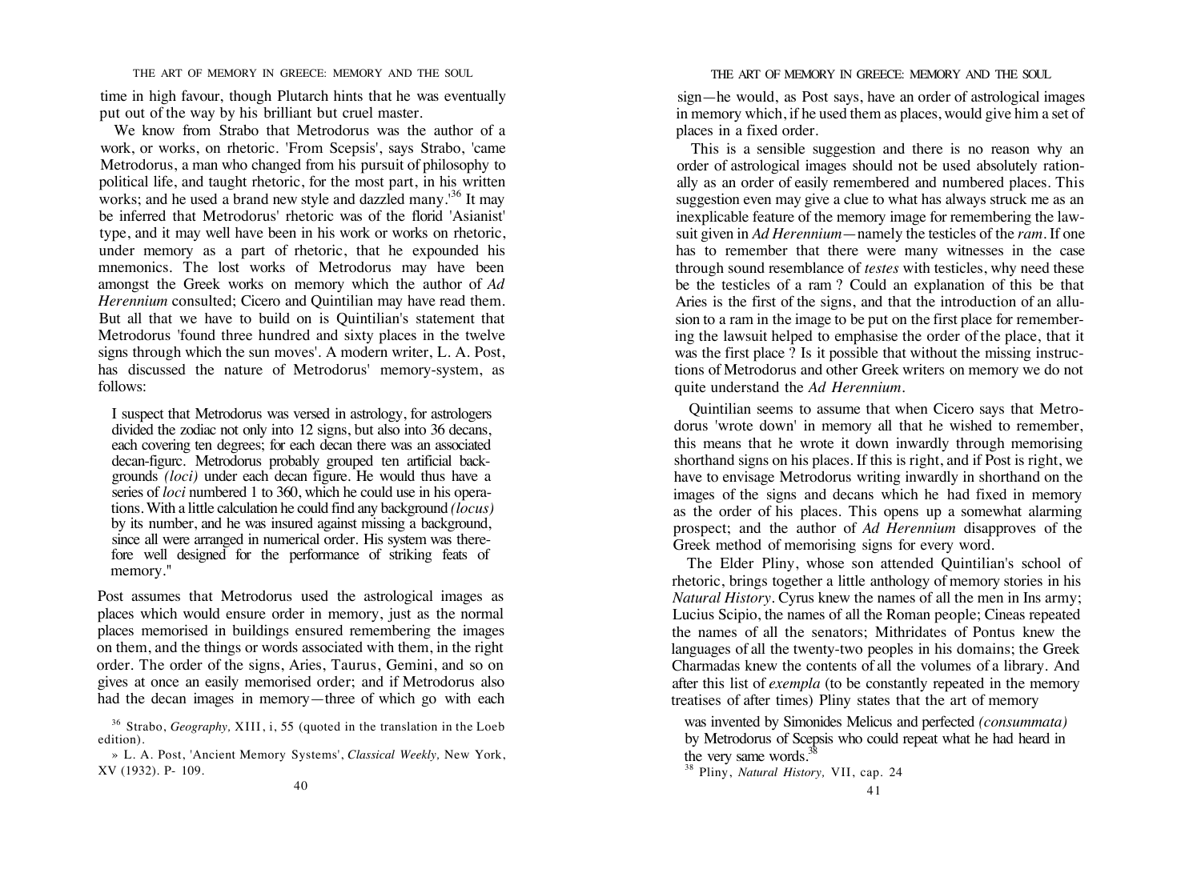time in high favour, though Plutarch hints that he was eventually put out of the way by his brilliant but cruel master.

We know from Strabo that Metrodorus was the author of a work, or works, on rhetoric. 'From Scepsis', says Strabo, 'came Metrodorus, a man who changed from his pursuit of philosophy to political life, and taught rhetoric, for the most part, in his written works; and he used a brand new style and dazzled many.'[36] It may be inferred that Metrodorus' rhetoric was of the florid 'Asianist' type, and it may well have been in his work or works on rhetoric, under memory as a part of rhetoric, that he expounded his mnemonics. The lost works of Metrodorus may have been amongst the Greek works on memory which the author of *Ad Herennium* consulted; Cicero and Quintilian may have read them. But all that we have to build on is Quintilian's statement that Metrodorus 'found three hundred and sixty places in the twelve signs through which the sun moves'. A modern writer, L. A. Post, has discussed the nature of Metrodorus' memory-system, as follows:

> I suspect that Metrodorus was versed in astrology, for astrologers divided the zodiac not only into 12 signs, but also into 36 decans, each covering ten degrees; for each decan there was an associated decan-figurc. Metrodorus probably grouped ten artificial backgrounds *(loci)* under each decan figure. He would thus have a series of *loci* numbered 1 to 360, which he could use in his operations. With a little calculation he could find any background *(locus)* by its number, and he was insured against missing a background, since all were arranged in numerical order. His system was therefore well designed for the performance of striking feats of memory."

Post assumes that Metrodorus used the astrological images as places which would ensure order in memory, just as the normal places memorised in buildings ensured remembering the images on them, and the things or words associated with them, in the right order. The order of the signs, Aries, Taurus, Gemini, and so on gives at once an easily memorised order; and if Metrodorus also had the decan images in memory—three of which go with each sign—he would, as Post says, have an order of astrological images in memory which, if he used them as places, would give him a set of places in a fixed order.

This is a sensible suggestion and there is no reason why an order of astrological images should not be used absolutely rationally as an order of easily remembered and numbered places. This suggestion even may give a clue to what has always struck me as an inexplicable feature of the memory image for remembering the lawsuit given in *Ad Herennium*—namely the testicles of the *ram*. If one has to remember that there were many witnesses in the case through sound resemblance of *testes* with testicles, why need these be the testicles of a ram ? Could an explanation of this be that Aries is the first of the signs, and that the introduction of an allusion to a ram in the image to be put on the first place for remembering the lawsuit helped to emphasise the order of the place, that it was the first place ? Is it possible that without the missing instructions of Metrodorus and other Greek writers on memory we do not quite understand the *Ad Herennium*.

Quintilian seems to assume that when Cicero says that Metrodorus 'wrote down' in memory all that he wished to remember, this means that he wrote it down inwardly through memorising shorthand signs on his places. If this is right, and if Post is right, we have to envisage Metrodorus writing inwardly in shorthand on the images of the signs and decans which he had fixed in memory as the order of his places. This opens up a somewhat alarming prospect; and the author of *Ad Herennium* disapproves of the Greek method of memorising signs for every word.

The Elder Pliny, whose son attended Quintilian's school of rhetoric, brings together a little anthology of memory stories in his *Natural History*. Cyrus knew the names of all the men in Ins army; Lucius Scipio, the names of all the Roman people; Cineas repeated the names of all the senators; Mithridates of Pontus knew the languages of all the twenty-two peoples in his domains; the Greek Charmadas knew the contents of all the volumes of a library. And after this list of *exempla* (to be constantly repeated in the memory treatises of after times) Pliny states that the art of memory

> was invented by Simonides Melicus and perfected *(consummata)* by Metrodorus of Scepsis who could repeat what he had heard in the very same words.[38]

[36] Strabo, *Geography,* XIII, i, 55 (quoted in the translation in the Loeb edition).

» L. A. Post, 'Ancient Memory Systems', *Classical Weekly,* New York, XV (1932). P- 109.

[38] Pliny, *Natural History,* VII, cap. 24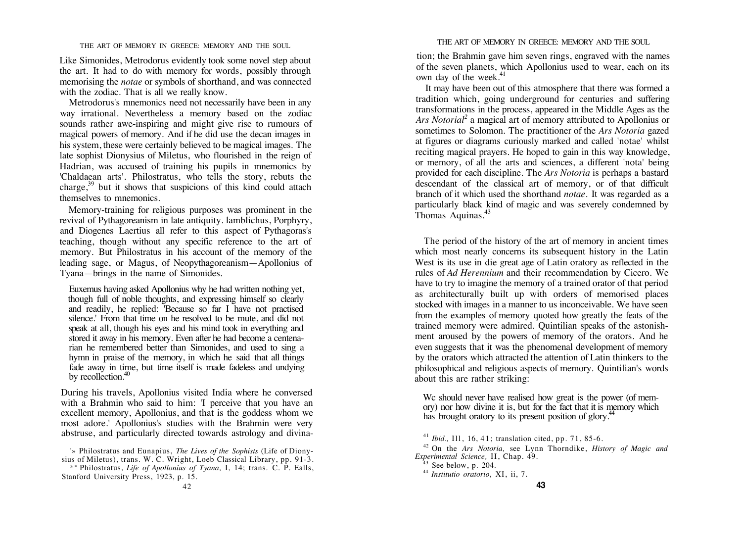Like Simonides, Metrodorus evidently took some novel step about the art. It had to do with memory for words, possibly through memorising the *notae* or symbols of shorthand, and was connected with the zodiac. That is all we really know.

Metrodorus's mnemonics need not necessarily have been in any way irrational. Nevertheless a memory based on the zodiac sounds rather awe-inspiring and might give rise to rumours of magical powers of memory. And if he did use the decan images in his system, these were certainly believed to be magical images. The late sophist Dionysius of Miletus, who flourished in the reign of Hadrian, was accused of training his pupils in mnemonics by 'Chaldaean arts'. Philostratus, who tells the story, rebuts the charge,[39] but it shows that suspicions of this kind could attach themselves to mnemonics.

Memory-training for religious purposes was prominent in the revival of Pythagoreanism in late antiquity. lamblichus, Porphyry, and Diogenes Laertius all refer to this aspect of Pythagoras's teaching, though without any specific reference to the art of memory. But Philostratus in his account of the memory of the leading sage, or Magus, of Neopythagoreanism—Apollonius of Tyana—brings in the name of Simonides.

> Euxemus having asked Apollonius why he had written nothing yet, though full of noble thoughts, and expressing himself so clearly and readily, he replied: 'Because so far I have not practised silence.' From that time on he resolved to be mute, and did not speak at all, though his eyes and his mind took in everything and stored it away in his memory. Even after he had become a centenarian he remembered better than Simonides, and used to sing a hymn in praise of the memory, in which he said that all things fade away in time, but time itself is made fadeless and undying by recollection.[40]

During his travels, Apollonius visited India where he conversed with a Brahmin who said to him: 'I perceive that you have an excellent memory, Apollonius, and that is the goddess whom we most adore.' Apollonius's studies with the Brahmin were very abstruse, and particularly directed towards astrology and divination; the Brahmin gave him seven rings, engraved with the names of the seven planets, which Apollonius used to wear, each on its own day of the week.[41]

It may have been out of this atmosphere that there was formed a tradition which, going underground for centuries and suffering transformations in the process, appeared in the Middle Ages as the *Ars Notoria*,[42] a magical art of memory attributed to Apollonius or sometimes to Solomon. The practitioner of the *Ars Notoria* gazed at figures or diagrams curiously marked and called 'notae' whilst reciting magical prayers. He hoped to gain in this way knowledge, or memory, of all the arts and sciences, a different 'nota' being provided for each discipline. The *Ars Notoria* is perhaps a bastard descendant of the classical art of memory, or of that difficult branch of it which used the shorthand *notae*. It was regarded as a particularly black kind of magic and was severely condemned by Thomas Aquinas.[43]

The period of the history of the art of memory in ancient times which most nearly concerns its subsequent history in the Latin West is its use in die great age of Latin oratory as reflected in the rules of *Ad Herennium* and their recommendation by Cicero. We have to try to imagine the memory of a trained orator of that period as architecturally built up with orders of memorised places stocked with images in a manner to us inconceivable. We have seen from the examples of memory quoted how greatly the feats of the trained memory were admired. Quintilian speaks of the astonishment aroused by the powers of memory of the orators. And he even suggests that it was the phenomenal development of memory by the orators which attracted the attention of Latin thinkers to the philosophical and religious aspects of memory. Quintilian's words about this are rather striking:

> Wc should never have realised how great is the power (of memory) nor how divine it is, but for the fact that it is memory which has brought oratory to its present position of glory.[44]

[39] Philostratus and Eunapius, *The Lives of the Sophists* (Life of Dionysius of Miletus), trans. W. C. Wright, Loeb Classical Library, pp. 91-3.

[40] Philostratus, *Life of Apollonius of Tyana,* I, 14; trans. C. P. Ealls, Stanford University Press, 1923, p. 15.

[41] *Ibid.,* Ill, 16, 41; translation cited, pp. 71, 85-6.

[42] On the *Ars Notoria,* see Lynn Thorndike, *History of Magic and Experimental Science,* II, Chap. 49.

[43] See below, p. 204.

[44] *Institutio oratorio,* XI, ii, 7.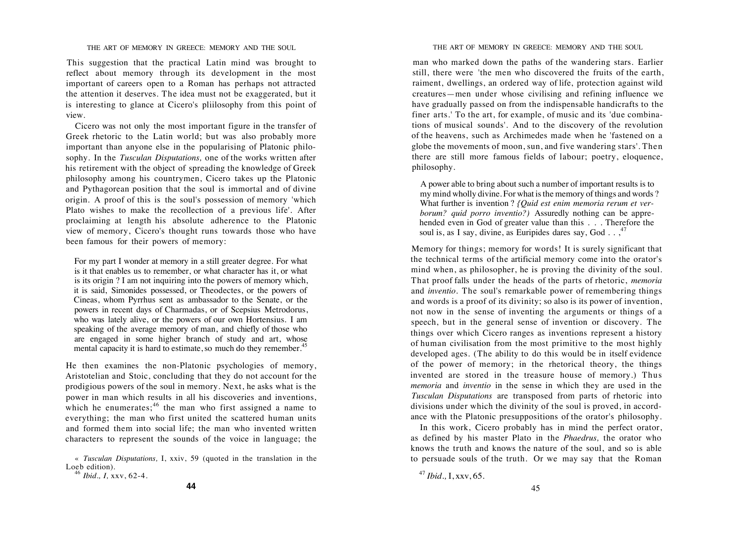This suggestion that the practical Latin mind was brought to reflect about memory through its development in the most important of careers open to a Roman has perhaps not attracted the attention it deserves. The idea must not be exaggerated, but it is interesting to glance at Cicero's pliilosophy from this point of view.

Cicero was not only the most important figure in the transfer of Greek rhetoric to the Latin world; but was also probably more important than anyone else in the popularising of Platonic philosophy. In the *Tusculan Disputations,* one of the works written after his retirement with the object of spreading the knowledge of Greek philosophy among his countrymen, Cicero takes up the Platonic and Pythagorean position that the soul is immortal and of divine origin. A proof of this is the soul's possession of memory 'which Plato wishes to make the recollection of a previous life'. After proclaiming at length his absolute adherence to the Platonic view of memory, Cicero's thought runs towards those who have been famous for their powers of memory:

> For my part I wonder at memory in a still greater degree. For what is it that enables us to remember, or what character has it, or what is its origin ? I am not inquiring into the powers of memory which, it is said, Simonides possessed, or Theodectes, or the powers of Cineas, whom Pyrrhus sent as ambassador to the Senate, or the powers in recent days of Charmadas, or of Scepsius Metrodorus, who was lately alive, or the powers of our own Hortensius. I am speaking of the average memory of man, and chiefly of those who are engaged in some higher branch of study and art, whose mental capacity it is hard to estimate, so much do they remember.[45]

He then examines the non-Platonic psychologies of memory, Aristotelian and Stoic, concluding that they do not account for the prodigious powers of the soul in memory. Next, he asks what is the power in man which results in all his discoveries and inventions, which he enumerates;[46] the man who first assigned a name to everything; the man who first united the scattered human units and formed them into social life; the man who invented written characters to represent the sounds of the voice in language; the man who marked down the paths of the wandering stars. Earlier still, there were 'the men who discovered the fruits of the earth, raiment, dwellings, an ordered way of life, protection against wild creatures—men under whose civilising and refining influence we have gradually passed on from the indispensable handicrafts to the finer arts.' To the art, for example, of music and its 'due combinations of musical sounds'. And to the discovery of the revolution of the heavens, such as Archimedes made when he 'fastened on a globe the movements of moon, sun, and five wandering stars'. Then there are still more famous fields of labour; poetry, eloquence, philosophy.

> A power able to bring about such a number of important results is to my mind wholly divine. For what is the memory of things and words ? What further is invention ? *(Quid est enim memoria rerum et verborum? quid porro inventio?)* Assuredly nothing can be apprehended even in God of greater value than this . . . Therefore the soul is, as I say, divine, as Euripides dares say, God . . .[47]

Memory for things; memory for words! It is surely significant that the technical terms of the artificial memory come into the orator's mind when, as philosopher, he is proving the divinity of the soul. That proof falls under the heads of the parts of rhetoric, *memoria* and *inventio.* The soul's remarkable power of remembering things and words is a proof of its divinity; so also is its power of invention, not now in the sense of inventing the arguments or things of a speech, but in the general sense of invention or discovery. The things over which Cicero ranges as inventions represent a history of human civilisation from the most primitive to the most highly developed ages. (The ability to do this would be in itself evidence of the power of memory; in the rhetorical theory, the things invented are stored in the treasure house of memory.) Thus *memoria* and *inventio* in the sense in which they are used in the *Tusculan Disputations* are transposed from parts of rhetoric into divisions under which the divinity of the soul is proved, in accordance with the Platonic presuppositions of the orator's philosophy.

In this work, Cicero probably has in mind the perfect orator, as defined by his master Plato in the *Phaedrus,* the orator who knows the truth and knows the nature of the soul, and so is able to persuade souls of the truth. Or we may say that the Roman

[45] *Tusculan Disputations,* I, xxiv, 59 (quoted in the translation in the Loeb edition).

[46] *Ibid., I,* xxv, 62-4.

[47] *Ibid.,* I, xxv, 65.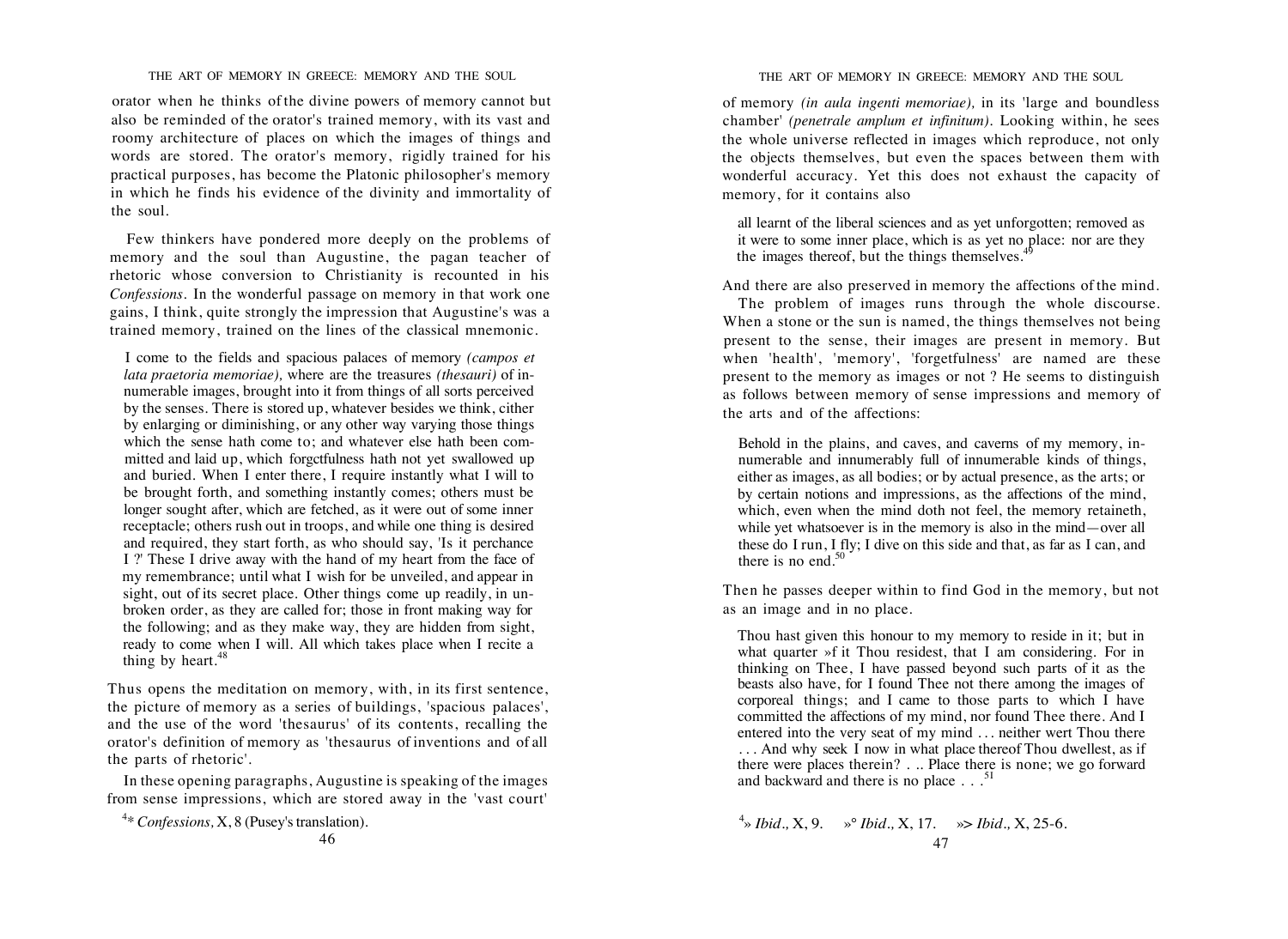orator when he thinks of the divine powers of memory cannot but also be reminded of the orator's trained memory, with its vast and roomy architecture of places on which the images of things and words are stored. The orator's memory, rigidly trained for his practical purposes, has become the Platonic philosopher's memory in which he finds his evidence of the divinity and immortality of the soul.

Few thinkers have pondered more deeply on the problems of memory and the soul than Augustine, the pagan teacher of rhetoric whose conversion to Christianity is recounted in his *Confessions*. In the wonderful passage on memory in that work one gains, I think, quite strongly the impression that Augustine's was a trained memory, trained on the lines of the classical mnemonic.

> I come to the fields and spacious palaces of memory *(campos et lata praetoria memoriae),* where are the treasures *(thesauri)* of innumerable images, brought into it from things of all sorts perceived by the senses. There is stored up, whatever besides we think, either by enlarging or diminishing, or any other way varying those things which the sense hath come to; and whatever else hath been committed and laid up, which forgetfulness hath not yet swallowed up and buried. When I enter there, I require instantly what I will to be brought forth, and something instantly comes; others must be longer sought after, which are fetched, as it were out of some inner receptacle; others rush out in troops, and while one thing is desired and required, they start forth, as who should say, 'Is it perchance I ?' These I drive away with the hand of my heart from the face of my remembrance; until what I wish for be unveiled, and appear in sight, out of its secret place. Other things come up readily, in unbroken order, as they are called for; those in front making way for the following; and as they make way, they are hidden from sight, ready to come when I will. All which takes place when I recite a thing by heart.[48]

Thus opens the meditation on memory, with, in its first sentence, the picture of memory as a series of buildings, 'spacious palaces', and the use of the word 'thesaurus' of its contents, recalling the orator's definition of memory as 'thesaurus of inventions and of all the parts of rhetoric'.

In these opening paragraphs, Augustine is speaking of the images from sense impressions, which are stored away in the 'vast court' of memory *(in aula ingenti memoriae),* in its 'large and boundless chamber' *(penetrale amplum et infinitum).* Looking within, he sees the whole universe reflected in images which reproduce, not only the objects themselves, but even the spaces between them with wonderful accuracy. Yet this does not exhaust the capacity of memory, for it contains also

> all learnt of the liberal sciences and as yet unforgotten; removed as it were to some inner place, which is as yet no place: nor are they the images thereof, but the things themselves.[49]

And there are also preserved in memory the affections of the mind.

The problem of images runs through the whole discourse. When a stone or the sun is named, the things themselves not being present to the sense, their images are present in memory. But when 'health', 'memory', 'forgetfulness' are named are these present to the memory as images or not ? He seems to distinguish as follows between memory of sense impressions and memory of the arts and of the affections:

> Behold in the plains, and caves, and caverns of my memory, innumerable and innumerably full of innumerable kinds of things, either as images, as all bodies; or by actual presence, as the arts; or by certain notions and impressions, as the affections of the mind, which, even when the mind doth not feel, the memory retaineth, while yet whatsoever is in the memory is also in the mind—over all these do I run, I fly; I dive on this side and that, as far as I can, and there is no end.[50]

Then he passes deeper within to find God in the memory, but not as an image and in no place.

> Thou hast given this honour to my memory to reside in it; but in what quarter of it Thou residest, that I am considering. For in thinking on Thee, I have passed beyond such parts of it as the beasts also have, for I found Thee not there among the images of corporeal things; and I came to those parts to which I have committed the affections of my mind, nor found Thee there. And I entered into the very seat of my mind ... neither wert Thou there ... And why seek I now in what place thereof Thou dwellest, as if there were places therein? . .. Place there is none; we go forward and backward and there is no place . . .[51]

[48] *Confessions,* X, 8 (Pusey's translation).

[49] *Ibid.,* X, 9. [50] *Ibid.,* X, 17. [51] *Ibid.,* X, 25-6.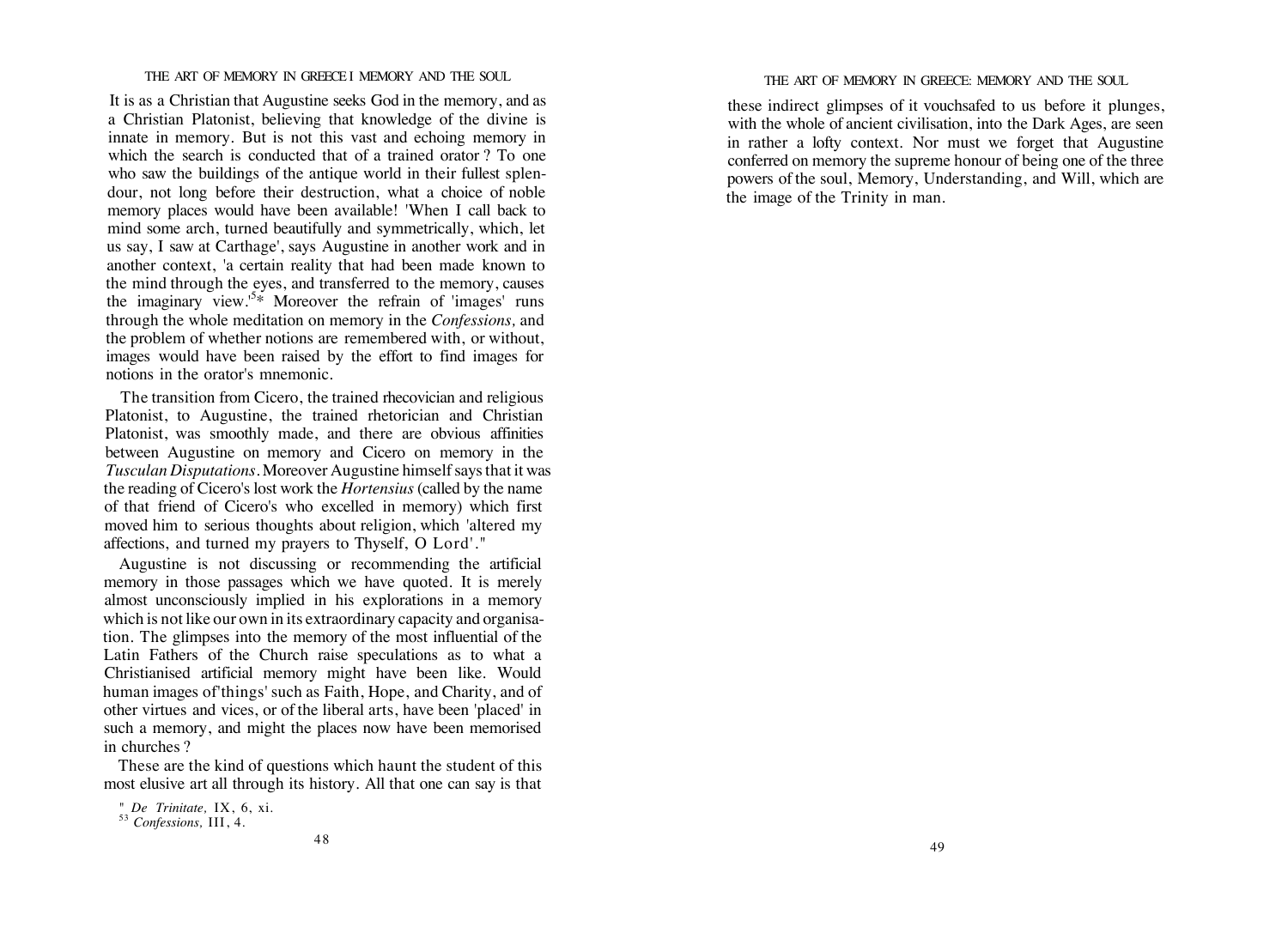It is as a Christian that Augustine seeks God in the memory, and as a Christian Platonist, believing that knowledge of the divine is innate in memory. But is not this vast and echoing memory in which the search is conducted that of a trained orator? To one who saw the buildings of the antique world in their fullest splendour, not long before their destruction, what a choice of noble memory places would have been available! 'When I call back to mind some arch, turned beautifully and symmetrically, which, let us say, I saw at Carthage', says Augustine in another work and in another context, 'a certain reality that had been made known to the mind through the eyes, and transferred to the memory, causes the imaginary view.'[52] Moreover the refrain of 'images' runs through the whole meditation on memory in the *Confessions,* and the problem of whether notions are remembered with, or without, images would have been raised by the effort to find images for notions in the orator's mnemonic.

The transition from Cicero, the trained rhecovician and religious Platonist, to Augustine, the trained rhetorician and Christian Platonist, was smoothly made, and there are obvious affinities between Augustine on memory and Cicero on memory in the *Tusculan Disputations*. Moreover Augustine himself says that it was the reading of Cicero's lost work the *Hortensius* (called by the name of that friend of Cicero's who excelled in memory) which first moved him to serious thoughts about religion, which 'altered my affections, and turned my prayers to Thyself, O Lord'.[53]

Augustine is not discussing or recommending the artificial memory in those passages which we have quoted. It is merely almost unconsciously implied in his explorations in a memory which is not like our own in its extraordinary capacity and organisation. The glimpses into the memory of the most influential of the Latin Fathers of the Church raise speculations as to what a Christianised artificial memory might have been like. Would human images of 'things' such as Faith, Hope, and Charity, and of other virtues and vices, or of the liberal arts, have been 'placed' in such a memory, and might the places now have been memorised in churches?

These are the kind of questions which haunt the student of this most elusive art all through its history. All that one can say is that these indirect glimpses of it vouchsafed to us before it plunges, with the whole of ancient civilisation, into the Dark Ages, are seen in rather a lofty context. Nor must we forget that Augustine conferred on memory the supreme honour of being one of the three powers of the soul, Memory, Understanding, and Will, which are the image of the Trinity in man.

[52] *De Trinitate,* IX, 6, xi.
[53] *Confessions,* III, 4.